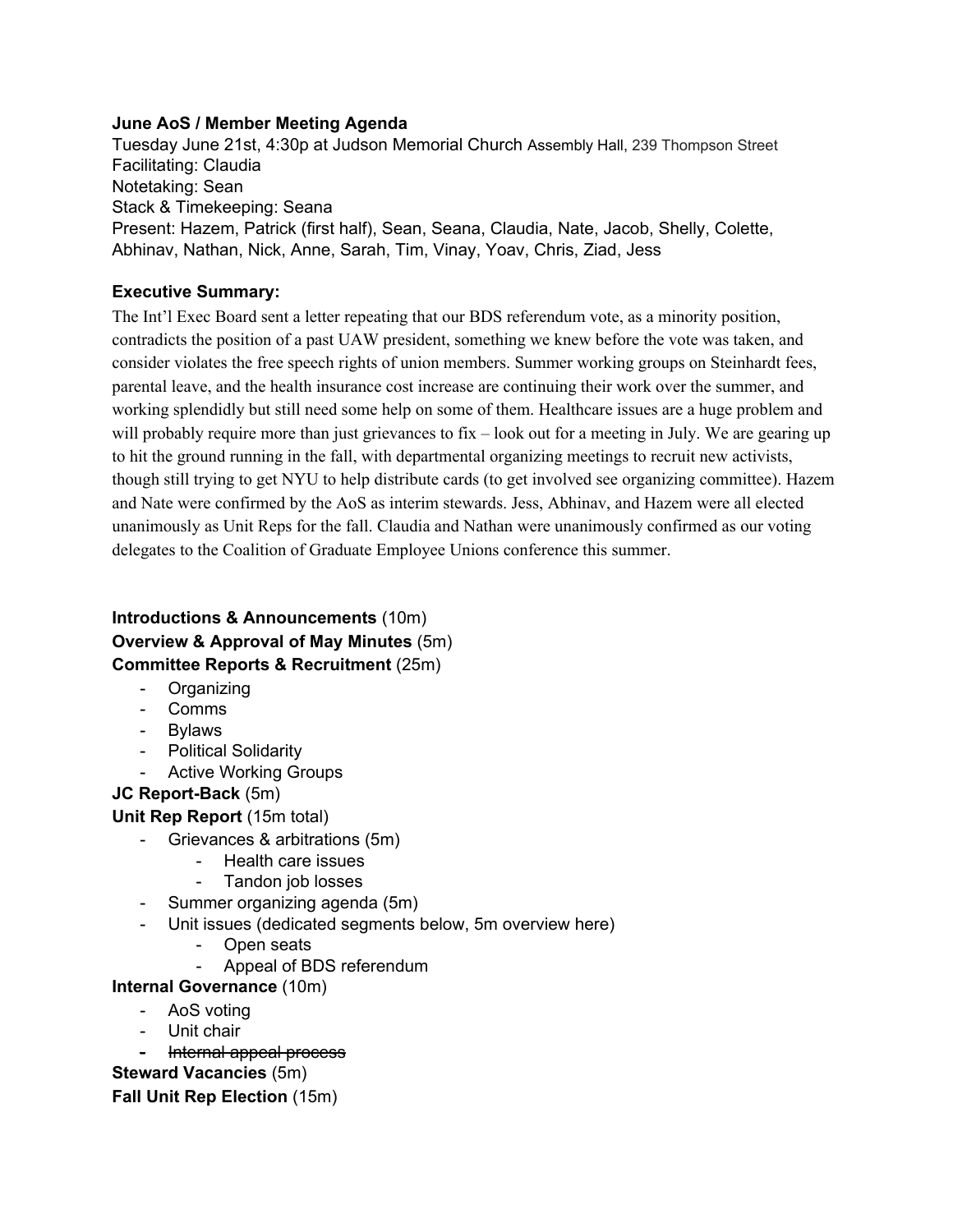**June AoS / Member Meeting Agenda**

Tuesday June 21st, 4:30p at Judson Memorial Church Assembly Hall, 239 Thompson Street
Facilitating: Claudia
Notetaking: Sean
Stack & Timekeeping: Seana
Present: Hazem, Patrick (first half), Sean, Seana, Claudia, Nate, Jacob, Shelly, Colette, Abhinav, Nathan, Nick, Anne, Sarah, Tim, Vinay, Yoav, Chris, Ziad, Jess

**Executive Summary:**

The Int'l Exec Board sent a letter repeating that our BDS referendum vote, as a minority position, contradicts the position of a past UAW president, something we knew before the vote was taken, and consider violates the free speech rights of union members. Summer working groups on Steinhardt fees, parental leave, and the health insurance cost increase are continuing their work over the summer, and working splendidly but still need some help on some of them. Healthcare issues are a huge problem and will probably require more than just grievances to fix – look out for a meeting in July. We are gearing up to hit the ground running in the fall, with departmental organizing meetings to recruit new activists, though still trying to get NYU to help distribute cards (to get involved see organizing committee). Hazem and Nate were confirmed by the AoS as interim stewards. Jess, Abhinav, and Hazem were all elected unanimously as Unit Reps for the fall. Claudia and Nathan were unanimously confirmed as our voting delegates to the Coalition of Graduate Employee Unions conference this summer.

**Introductions & Announcements** (10m)
**Overview & Approval of May Minutes** (5m)
**Committee Reports & Recruitment** (25m)

- Organizing
- Comms
- Bylaws
- Political Solidarity
- Active Working Groups

**JC Report-Back** (5m)
**Unit Rep Report** (15m total)

- Grievances & arbitrations (5m)
  - Health care issues
  - Tandon job losses
- Summer organizing agenda (5m)
- Unit issues (dedicated segments below, 5m overview here)
  - Open seats
  - Appeal of BDS referendum

**Internal Governance** (10m)

- AoS voting
- Unit chair
- ~~Internal appeal process~~

**Steward Vacancies** (5m)
**Fall Unit Rep Election** (15m)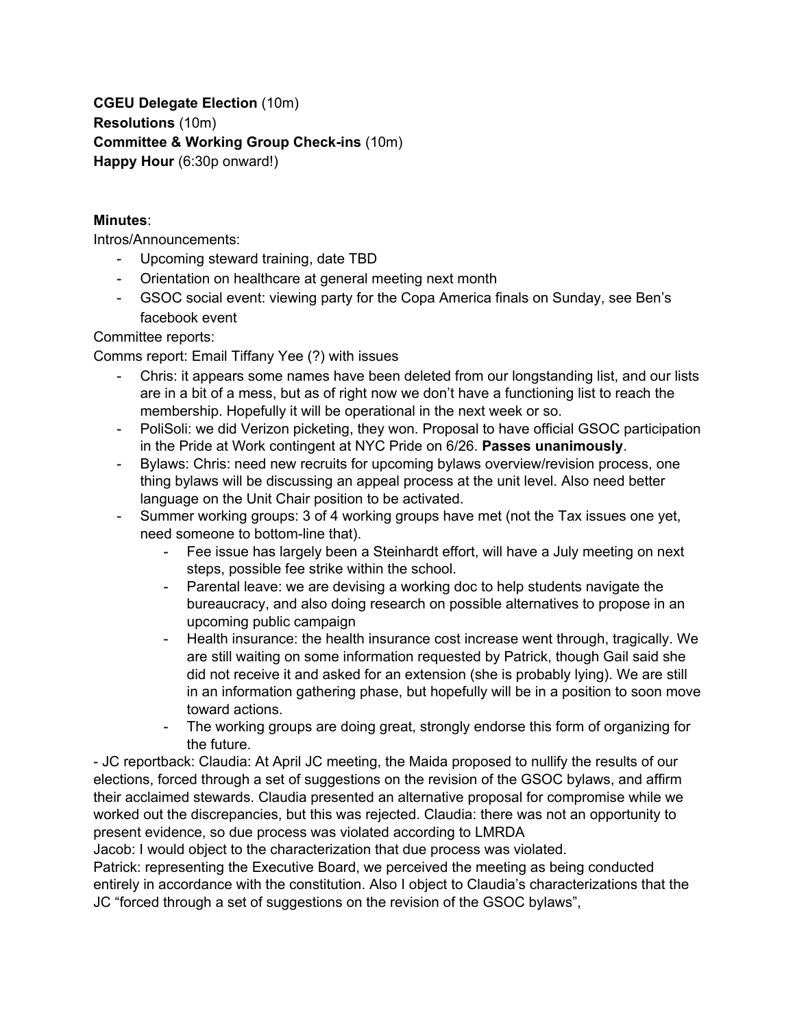**CGEU Delegate Election** (10m)
**Resolutions** (10m)
**Committee & Working Group Check-ins** (10m)
**Happy Hour** (6:30p onward!)

**Minutes**:
Intros/Announcements:

- Upcoming steward training, date TBD
- Orientation on healthcare at general meeting next month
- GSOC social event: viewing party for the Copa America finals on Sunday, see Ben's facebook event

Committee reports:
Comms report: Email Tiffany Yee (?) with issues

- Chris: it appears some names have been deleted from our longstanding list, and our lists are in a bit of a mess, but as of right now we don't have a functioning list to reach the membership. Hopefully it will be operational in the next week or so.
- PoliSoli: we did Verizon picketing, they won. Proposal to have official GSOC participation in the Pride at Work contingent at NYC Pride on 6/26. **Passes unanimously**.
- Bylaws: Chris: need new recruits for upcoming bylaws overview/revision process, one thing bylaws will be discussing an appeal process at the unit level. Also need better language on the Unit Chair position to be activated.
- Summer working groups: 3 of 4 working groups have met (not the Tax issues one yet, need someone to bottom-line that).
    - Fee issue has largely been a Steinhardt effort, will have a July meeting on next steps, possible fee strike within the school.
    - Parental leave: we are devising a working doc to help students navigate the bureaucracy, and also doing research on possible alternatives to propose in an upcoming public campaign
    - Health insurance: the health insurance cost increase went through, tragically. We are still waiting on some information requested by Patrick, though Gail said she did not receive it and asked for an extension (she is probably lying). We are still in an information gathering phase, but hopefully will be in a position to soon move toward actions.
    - The working groups are doing great, strongly endorse this form of organizing for the future.

- JC reportback: Claudia: At April JC meeting, the Maida proposed to nullify the results of our elections, forced through a set of suggestions on the revision of the GSOC bylaws, and affirm their acclaimed stewards. Claudia presented an alternative proposal for compromise while we worked out the discrepancies, but this was rejected. Claudia: there was not an opportunity to present evidence, so due process was violated according to LMRDA

Jacob: I would object to the characterization that due process was violated.

Patrick: representing the Executive Board, we perceived the meeting as being conducted entirely in accordance with the constitution. Also I object to Claudia's characterizations that the JC "forced through a set of suggestions on the revision of the GSOC bylaws",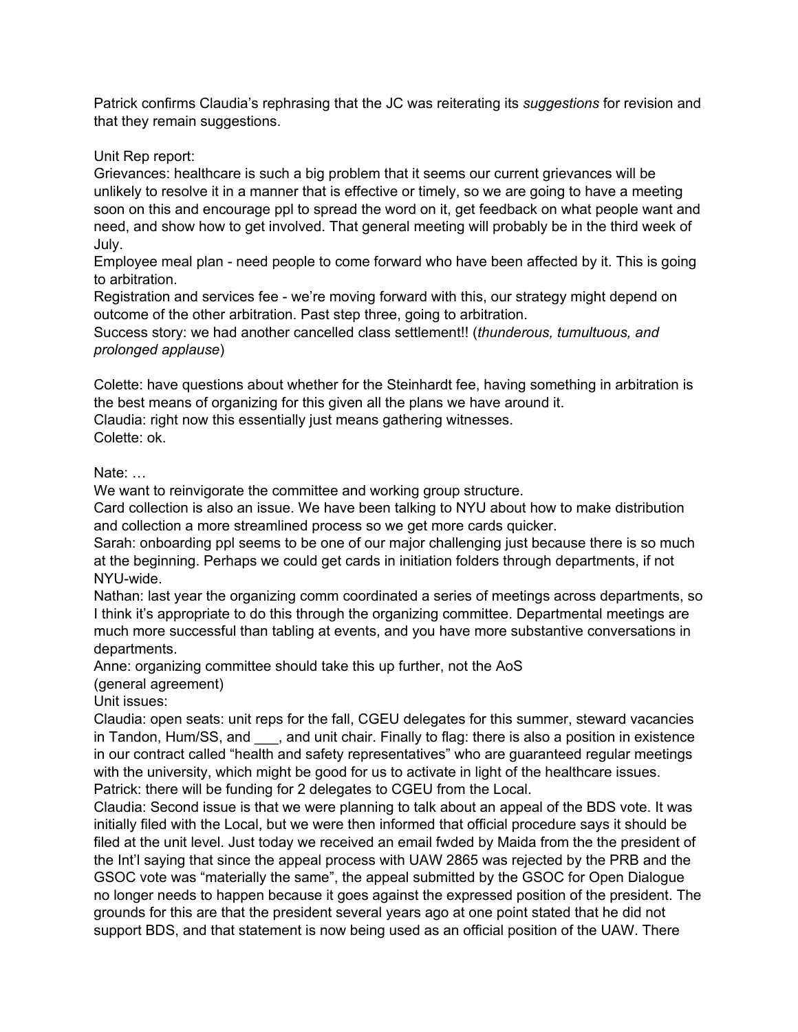Patrick confirms Claudia's rephrasing that the JC was reiterating its *suggestions* for revision and that they remain suggestions.

Unit Rep report:
Grievances: healthcare is such a big problem that it seems our current grievances will be unlikely to resolve it in a manner that is effective or timely, so we are going to have a meeting soon on this and encourage ppl to spread the word on it, get feedback on what people want and need, and show how to get involved. That general meeting will probably be in the third week of July.
Employee meal plan - need people to come forward who have been affected by it. This is going to arbitration.
Registration and services fee - we're moving forward with this, our strategy might depend on outcome of the other arbitration. Past step three, going to arbitration.
Success story: we had another cancelled class settlement!! (*thunderous, tumultuous, and prolonged applause*)

Colette: have questions about whether for the Steinhardt fee, having something in arbitration is the best means of organizing for this given all the plans we have around it.
Claudia: right now this essentially just means gathering witnesses.
Colette: ok.

Nate: …
We want to reinvigorate the committee and working group structure.
Card collection is also an issue. We have been talking to NYU about how to make distribution and collection a more streamlined process so we get more cards quicker.
Sarah: onboarding ppl seems to be one of our major challenging just because there is so much at the beginning. Perhaps we could get cards in initiation folders through departments, if not NYU-wide.
Nathan: last year the organizing comm coordinated a series of meetings across departments, so I think it's appropriate to do this through the organizing committee. Departmental meetings are much more successful than tabling at events, and you have more substantive conversations in departments.
Anne: organizing committee should take this up further, not the AoS
(general agreement)
Unit issues:
Claudia: open seats: unit reps for the fall, CGEU delegates for this summer, steward vacancies in Tandon, Hum/SS, and ___, and unit chair. Finally to flag: there is also a position in existence in our contract called "health and safety representatives" who are guaranteed regular meetings with the university, which might be good for us to activate in light of the healthcare issues.
Patrick: there will be funding for 2 delegates to CGEU from the Local.
Claudia: Second issue is that we were planning to talk about an appeal of the BDS vote. It was initially filed with the Local, but we were then informed that official procedure says it should be filed at the unit level. Just today we received an email fwded by Maida from the the president of the Int'l saying that since the appeal process with UAW 2865 was rejected by the PRB and the GSOC vote was "materially the same", the appeal submitted by the GSOC for Open Dialogue no longer needs to happen because it goes against the expressed position of the president. The grounds for this are that the president several years ago at one point stated that he did not support BDS, and that statement is now being used as an official position of the UAW. There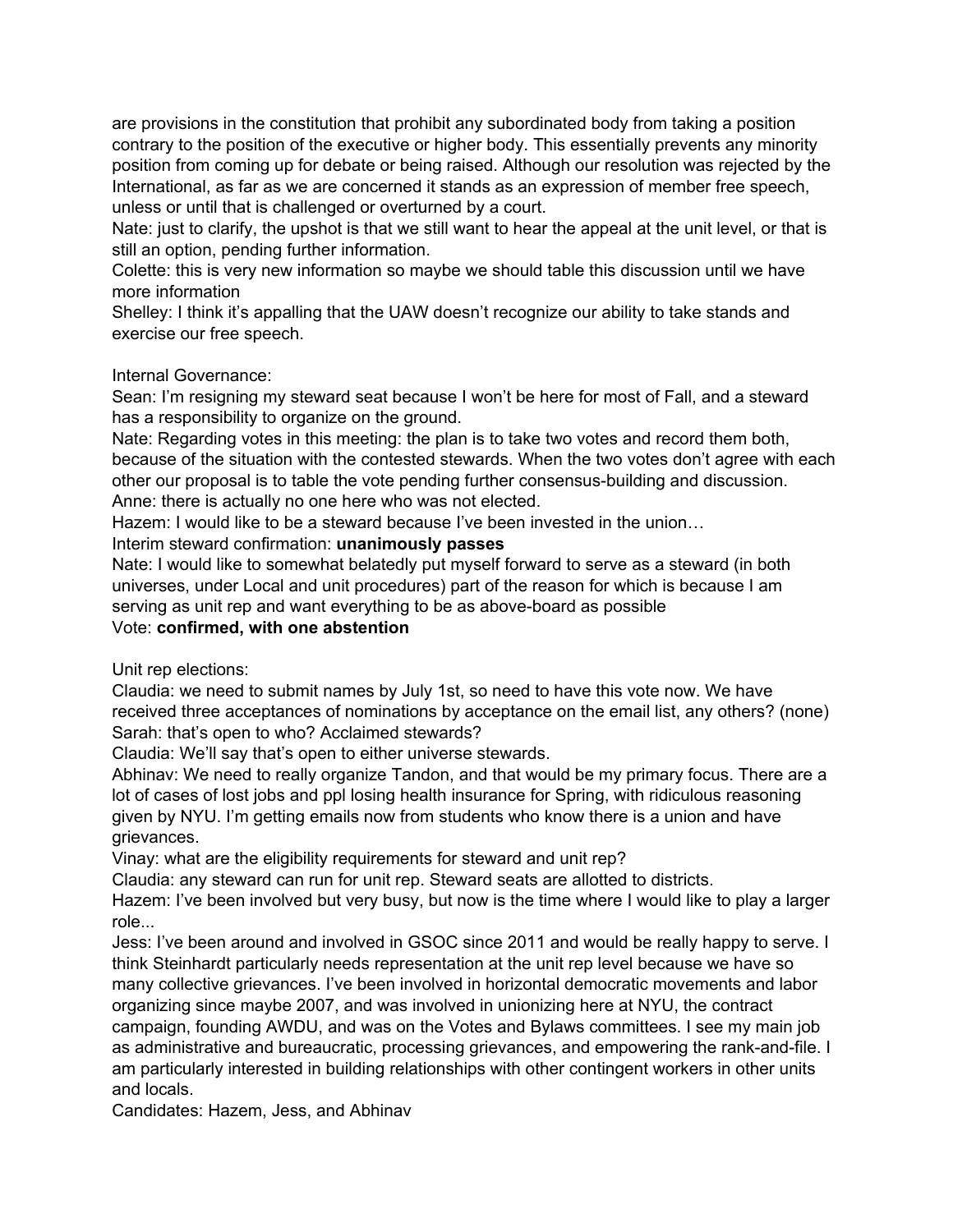are provisions in the constitution that prohibit any subordinated body from taking a position contrary to the position of the executive or higher body. This essentially prevents any minority position from coming up for debate or being raised. Although our resolution was rejected by the International, as far as we are concerned it stands as an expression of member free speech, unless or until that is challenged or overturned by a court.

Nate: just to clarify, the upshot is that we still want to hear the appeal at the unit level, or that is still an option, pending further information.

Colette: this is very new information so maybe we should table this discussion until we have more information

Shelley: I think it's appalling that the UAW doesn't recognize our ability to take stands and exercise our free speech.

Internal Governance:

Sean: I'm resigning my steward seat because I won't be here for most of Fall, and a steward has a responsibility to organize on the ground.

Nate: Regarding votes in this meeting: the plan is to take two votes and record them both, because of the situation with the contested stewards. When the two votes don't agree with each other our proposal is to table the vote pending further consensus-building and discussion.

Anne: there is actually no one here who was not elected.

Hazem: I would like to be a steward because I've been invested in the union…

Interim steward confirmation: **unanimously passes**

Nate: I would like to somewhat belatedly put myself forward to serve as a steward (in both universes, under Local and unit procedures) part of the reason for which is because I am serving as unit rep and want everything to be as above-board as possible

Vote: **confirmed, with one abstention**

Unit rep elections:

Claudia: we need to submit names by July 1st, so need to have this vote now. We have received three acceptances of nominations by acceptance on the email list, any others? (none)

Sarah: that's open to who? Acclaimed stewards?

Claudia: We'll say that's open to either universe stewards.

Abhinav: We need to really organize Tandon, and that would be my primary focus. There are a lot of cases of lost jobs and ppl losing health insurance for Spring, with ridiculous reasoning given by NYU. I'm getting emails now from students who know there is a union and have grievances.

Vinay: what are the eligibility requirements for steward and unit rep?

Claudia: any steward can run for unit rep. Steward seats are allotted to districts.

Hazem: I've been involved but very busy, but now is the time where I would like to play a larger role...

Jess: I've been around and involved in GSOC since 2011 and would be really happy to serve. I think Steinhardt particularly needs representation at the unit rep level because we have so many collective grievances. I've been involved in horizontal democratic movements and labor organizing since maybe 2007, and was involved in unionizing here at NYU, the contract campaign, founding AWDU, and was on the Votes and Bylaws committees. I see my main job as administrative and bureaucratic, processing grievances, and empowering the rank-and-file. I am particularly interested in building relationships with other contingent workers in other units and locals.

Candidates: Hazem, Jess, and Abhinav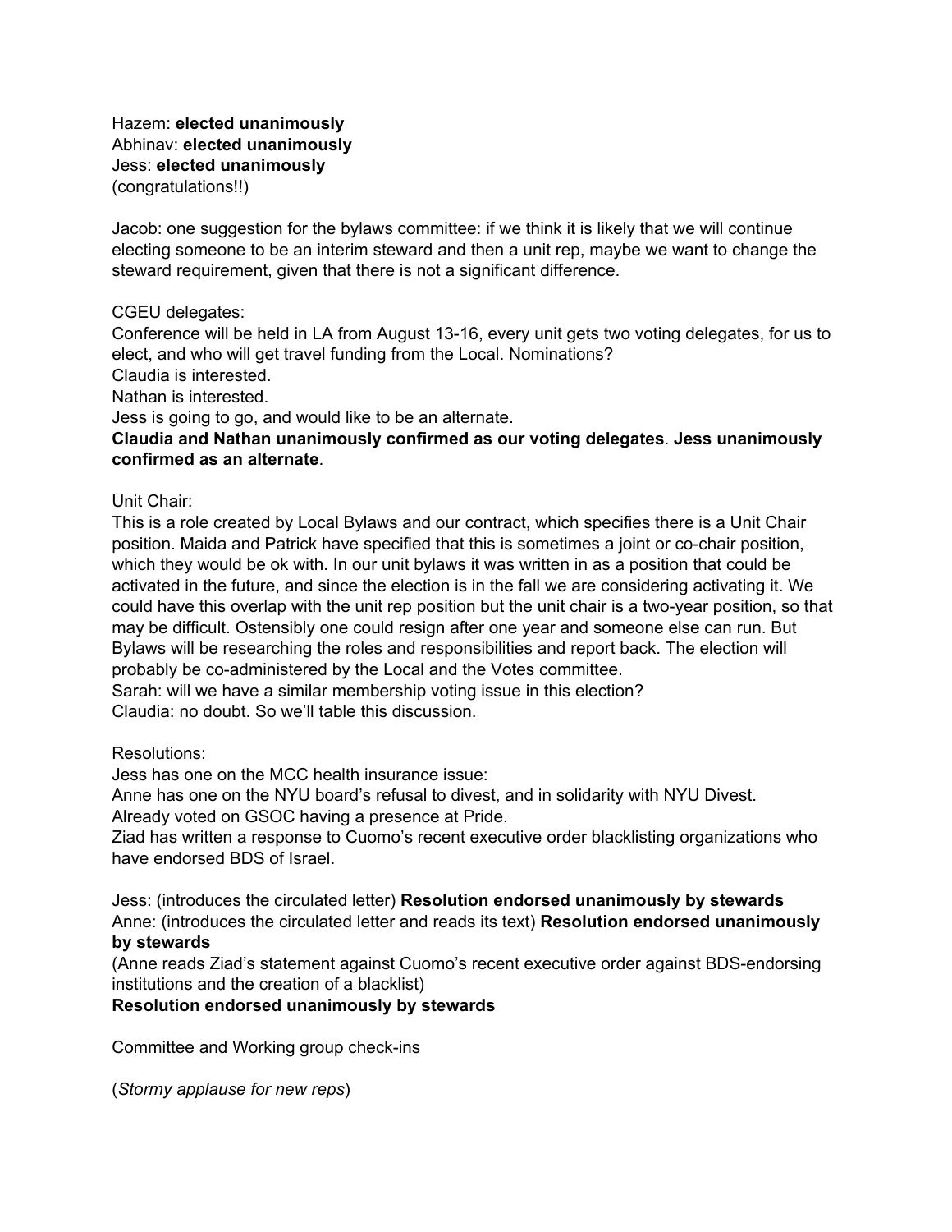Hazem: **elected unanimously**
Abhinav: **elected unanimously**
Jess: **elected unanimously**
(congratulations!!)

Jacob: one suggestion for the bylaws committee: if we think it is likely that we will continue electing someone to be an interim steward and then a unit rep, maybe we want to change the steward requirement, given that there is not a significant difference.

CGEU delegates:
Conference will be held in LA from August 13-16, every unit gets two voting delegates, for us to elect, and who will get travel funding from the Local. Nominations?
Claudia is interested.
Nathan is interested.
Jess is going to go, and would like to be an alternate.
**Claudia and Nathan unanimously confirmed as our voting delegates**. **Jess unanimously confirmed as an alternate**.

Unit Chair:
This is a role created by Local Bylaws and our contract, which specifies there is a Unit Chair position. Maida and Patrick have specified that this is sometimes a joint or co-chair position, which they would be ok with. In our unit bylaws it was written in as a position that could be activated in the future, and since the election is in the fall we are considering activating it. We could have this overlap with the unit rep position but the unit chair is a two-year position, so that may be difficult. Ostensibly one could resign after one year and someone else can run. But Bylaws will be researching the roles and responsibilities and report back. The election will probably be co-administered by the Local and the Votes committee.
Sarah: will we have a similar membership voting issue in this election?
Claudia: no doubt. So we'll table this discussion.

Resolutions:
Jess has one on the MCC health insurance issue:
Anne has one on the NYU board's refusal to divest, and in solidarity with NYU Divest.
Already voted on GSOC having a presence at Pride.
Ziad has written a response to Cuomo's recent executive order blacklisting organizations who have endorsed BDS of Israel.

Jess: (introduces the circulated letter) **Resolution endorsed unanimously by stewards**
Anne: (introduces the circulated letter and reads its text) **Resolution endorsed unanimously by stewards**
(Anne reads Ziad's statement against Cuomo's recent executive order against BDS-endorsing institutions and the creation of a blacklist)
**Resolution endorsed unanimously by stewards**

Committee and Working group check-ins

(*Stormy applause for new reps*)